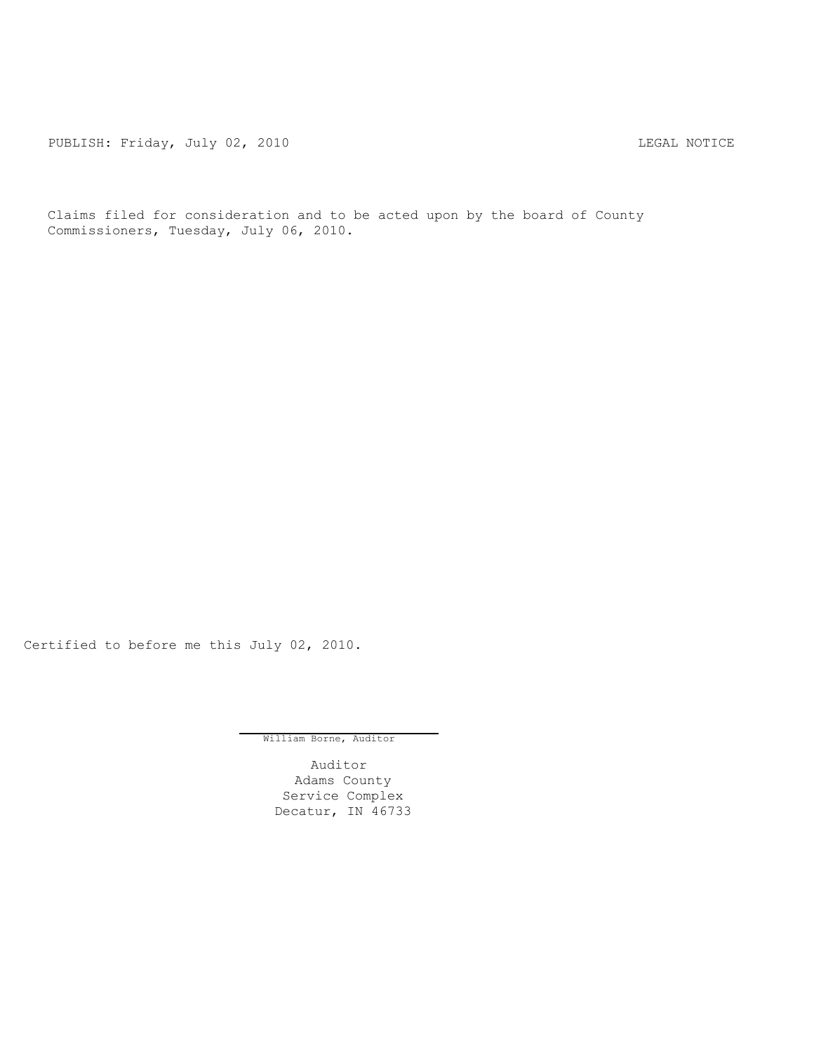PUBLISH: Friday, July 02, 2010 LEGAL NOTICE

Claims filed for consideration and to be acted upon by the board of County Commissioners, Tuesday, July 06, 2010.

Certified to before me this July 02, 2010.

William Borne, Auditor

Auditor
Adams County
Service Complex
Decatur, IN 46733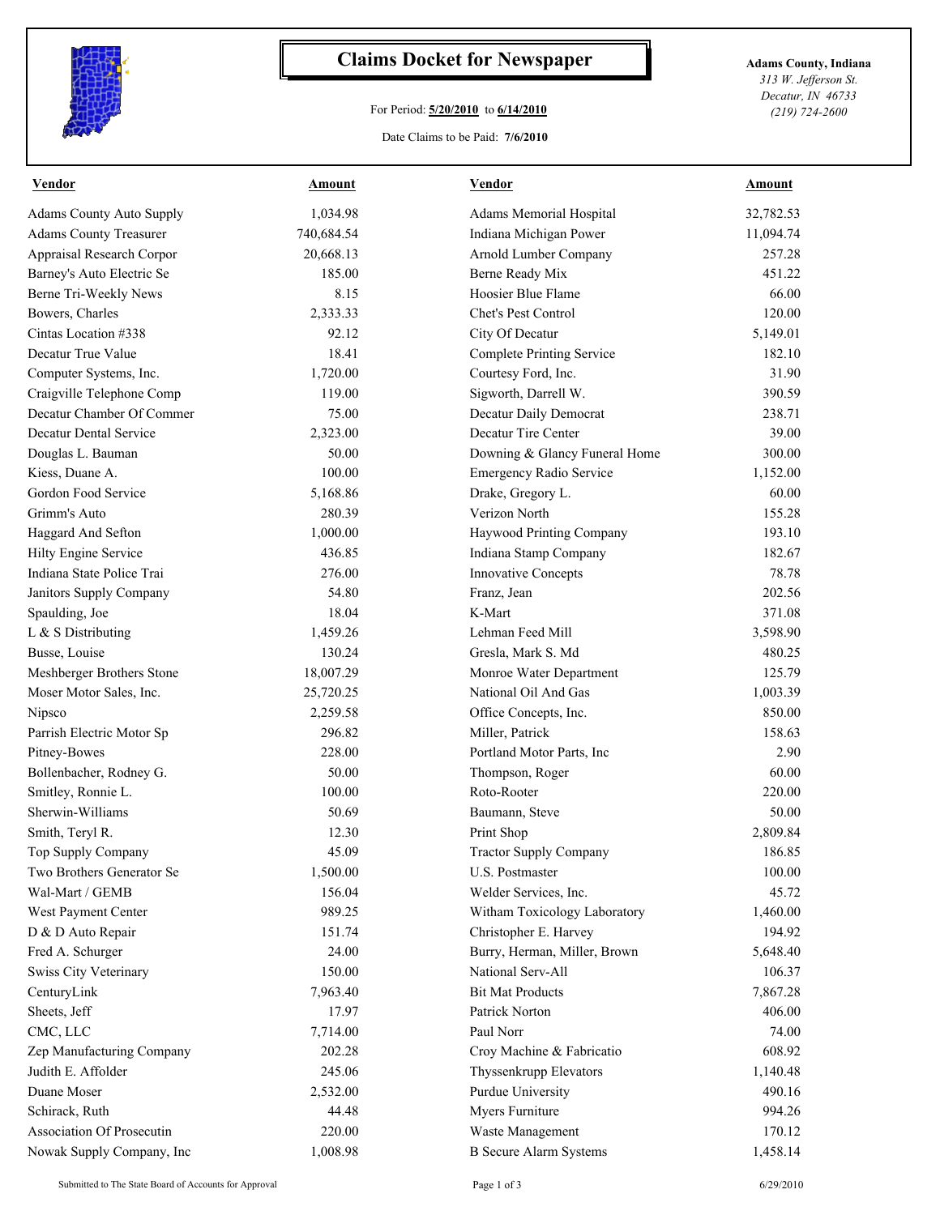# Claims Docket for Newspaper

For Period: **5/20/2010** to **6/14/2010**

Date Claims to be Paid: **7/6/2010**

**Adams County, Indiana**
*313 W. Jefferson St.*
*Decatur, IN 46733*
*(219) 724-2600*

| Vendor | Amount | Vendor | Amount |
|---|---|---|---|
| Adams County Auto Supply | 1,034.98 | Adams Memorial Hospital | 32,782.53 |
| Adams County Treasurer | 740,684.54 | Indiana Michigan Power | 11,094.74 |
| Appraisal Research Corpor | 20,668.13 | Arnold Lumber Company | 257.28 |
| Barney's Auto Electric Se | 185.00 | Berne Ready Mix | 451.22 |
| Berne Tri-Weekly News | 8.15 | Hoosier Blue Flame | 66.00 |
| Bowers, Charles | 2,333.33 | Chet's Pest Control | 120.00 |
| Cintas Location #338 | 92.12 | City Of Decatur | 5,149.01 |
| Decatur True Value | 18.41 | Complete Printing Service | 182.10 |
| Computer Systems, Inc. | 1,720.00 | Courtesy Ford, Inc. | 31.90 |
| Craigville Telephone Comp | 119.00 | Sigworth, Darrell W. | 390.59 |
| Decatur Chamber Of Commer | 75.00 | Decatur Daily Democrat | 238.71 |
| Decatur Dental Service | 2,323.00 | Decatur Tire Center | 39.00 |
| Douglas L. Bauman | 50.00 | Downing & Glancy Funeral Home | 300.00 |
| Kiess, Duane A. | 100.00 | Emergency Radio Service | 1,152.00 |
| Gordon Food Service | 5,168.86 | Drake, Gregory L. | 60.00 |
| Grimm's Auto | 280.39 | Verizon North | 155.28 |
| Haggard And Sefton | 1,000.00 | Haywood Printing Company | 193.10 |
| Hilty Engine Service | 436.85 | Indiana Stamp Company | 182.67 |
| Indiana State Police Trai | 276.00 | Innovative Concepts | 78.78 |
| Janitors Supply Company | 54.80 | Franz, Jean | 202.56 |
| Spaulding, Joe | 18.04 | K-Mart | 371.08 |
| L & S Distributing | 1,459.26 | Lehman Feed Mill | 3,598.90 |
| Busse, Louise | 130.24 | Gresla, Mark S. Md | 480.25 |
| Meshberger Brothers Stone | 18,007.29 | Monroe Water Department | 125.79 |
| Moser Motor Sales, Inc. | 25,720.25 | National Oil And Gas | 1,003.39 |
| Nipsco | 2,259.58 | Office Concepts, Inc. | 850.00 |
| Parrish Electric Motor Sp | 296.82 | Miller, Patrick | 158.63 |
| Pitney-Bowes | 228.00 | Portland Motor Parts, Inc | 2.90 |
| Bollenbacher, Rodney G. | 50.00 | Thompson, Roger | 60.00 |
| Smitley, Ronnie L. | 100.00 | Roto-Rooter | 220.00 |
| Sherwin-Williams | 50.69 | Baumann, Steve | 50.00 |
| Smith, Teryl R. | 12.30 | Print Shop | 2,809.84 |
| Top Supply Company | 45.09 | Tractor Supply Company | 186.85 |
| Two Brothers Generator Se | 1,500.00 | U.S. Postmaster | 100.00 |
| Wal-Mart / GEMB | 156.04 | Welder Services, Inc. | 45.72 |
| West Payment Center | 989.25 | Witham Toxicology Laboratory | 1,460.00 |
| D & D Auto Repair | 151.74 | Christopher E. Harvey | 194.92 |
| Fred A. Schurger | 24.00 | Burry, Herman, Miller, Brown | 5,648.40 |
| Swiss City Veterinary | 150.00 | National Serv-All | 106.37 |
| CenturyLink | 7,963.40 | Bit Mat Products | 7,867.28 |
| Sheets, Jeff | 17.97 | Patrick Norton | 406.00 |
| CMC, LLC | 7,714.00 | Paul Norr | 74.00 |
| Zep Manufacturing Company | 202.28 | Croy Machine & Fabricatio | 608.92 |
| Judith E. Affolder | 245.06 | Thyssenkrupp Elevators | 1,140.48 |
| Duane Moser | 2,532.00 | Purdue University | 490.16 |
| Schirack, Ruth | 44.48 | Myers Furniture | 994.26 |
| Association Of Prosecutin | 220.00 | Waste Management | 170.12 |
| Nowak Supply Company, Inc | 1,008.98 | B Secure Alarm Systems | 1,458.14 |

Submitted to The State Board of Accounts for Approval — 6/29/2010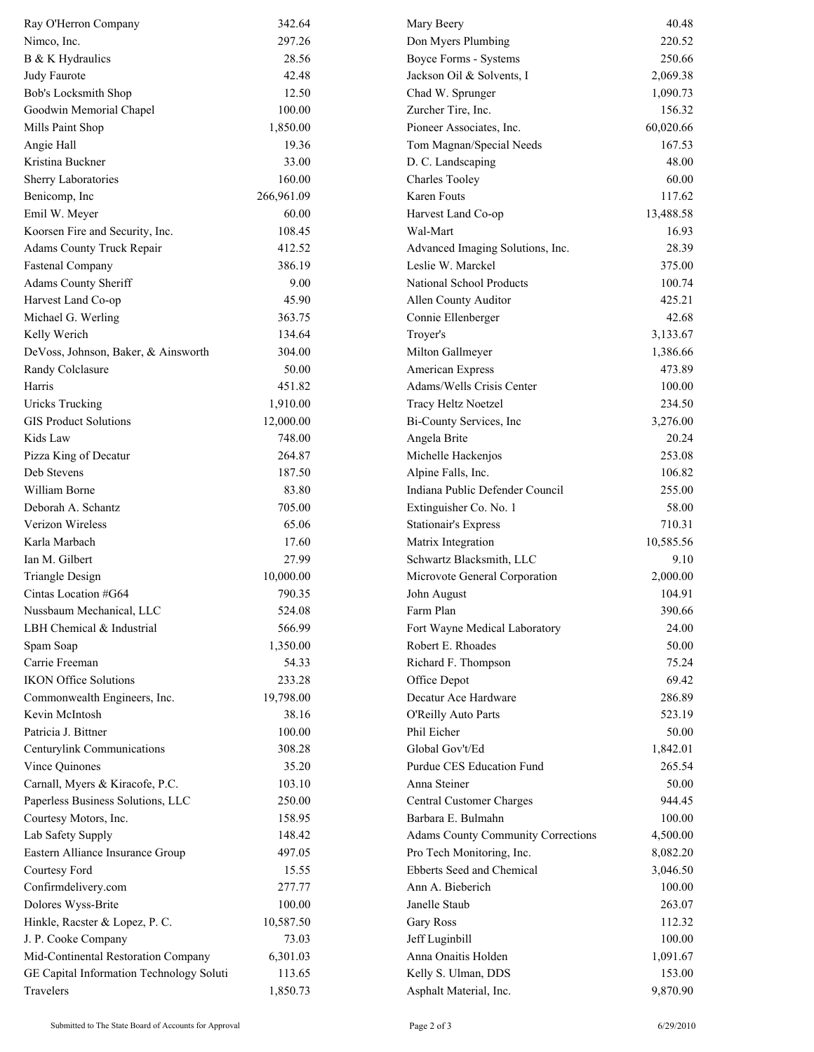| Vendor | Amount |
| --- | --- |
| Ray O'Herron Company | 342.64 |
| Nimco, Inc. | 297.26 |
| B & K Hydraulics | 28.56 |
| Judy Faurote | 42.48 |
| Bob's Locksmith Shop | 12.50 |
| Goodwin Memorial Chapel | 100.00 |
| Mills Paint Shop | 1,850.00 |
| Angie Hall | 19.36 |
| Kristina Buckner | 33.00 |
| Sherry Laboratories | 160.00 |
| Benicomp, Inc | 266,961.09 |
| Emil W. Meyer | 60.00 |
| Koorsen Fire and Security, Inc. | 108.45 |
| Adams County Truck Repair | 412.52 |
| Fastenal Company | 386.19 |
| Adams County Sheriff | 9.00 |
| Harvest Land Co-op | 45.90 |
| Michael G. Werling | 363.75 |
| Kelly Werich | 134.64 |
| DeVoss, Johnson, Baker, & Ainsworth | 304.00 |
| Randy Colclasure | 50.00 |
| Harris | 451.82 |
| Uricks Trucking | 1,910.00 |
| GIS Product Solutions | 12,000.00 |
| Kids Law | 748.00 |
| Pizza King of Decatur | 264.87 |
| Deb Stevens | 187.50 |
| William Borne | 83.80 |
| Deborah A. Schantz | 705.00 |
| Verizon Wireless | 65.06 |
| Karla Marbach | 17.60 |
| Ian M. Gilbert | 27.99 |
| Triangle Design | 10,000.00 |
| Cintas Location #G64 | 790.35 |
| Nussbaum Mechanical, LLC | 524.08 |
| LBH Chemical & Industrial | 566.99 |
| Spam Soap | 1,350.00 |
| Carrie Freeman | 54.33 |
| IKON Office Solutions | 233.28 |
| Commonwealth Engineers, Inc. | 19,798.00 |
| Kevin McIntosh | 38.16 |
| Patricia J. Bittner | 100.00 |
| Centurylink Communications | 308.28 |
| Vince Quinones | 35.20 |
| Carnall, Myers & Kiracofe, P.C. | 103.10 |
| Paperless Business Solutions, LLC | 250.00 |
| Courtesy Motors, Inc. | 158.95 |
| Lab Safety Supply | 148.42 |
| Eastern Alliance Insurance Group | 497.05 |
| Courtesy Ford | 15.55 |
| Confirmdelivery.com | 277.77 |
| Dolores Wyss-Brite | 100.00 |
| Hinkle, Racster & Lopez, P. C. | 10,587.50 |
| J. P. Cooke Company | 73.03 |
| Mid-Continental Restoration Company | 6,301.03 |
| GE Capital Information Technology Soluti | 113.65 |
| Travelers | 1,850.73 |
| Mary Beery | 40.48 |
| Don Myers Plumbing | 220.52 |
| Boyce Forms - Systems | 250.66 |
| Jackson Oil & Solvents, I | 2,069.38 |
| Chad W. Sprunger | 1,090.73 |
| Zurcher Tire, Inc. | 156.32 |
| Pioneer Associates, Inc. | 60,020.66 |
| Tom Magnan/Special Needs | 167.53 |
| D. C. Landscaping | 48.00 |
| Charles Tooley | 60.00 |
| Karen Fouts | 117.62 |
| Harvest Land Co-op | 13,488.58 |
| Wal-Mart | 16.93 |
| Advanced Imaging Solutions, Inc. | 28.39 |
| Leslie W. Marckel | 375.00 |
| National School Products | 100.74 |
| Allen County Auditor | 425.21 |
| Connie Ellenberger | 42.68 |
| Troyer's | 3,133.67 |
| Milton Gallmeyer | 1,386.66 |
| American Express | 473.89 |
| Adams/Wells Crisis Center | 100.00 |
| Tracy Heltz Noetzel | 234.50 |
| Bi-County Services, Inc | 3,276.00 |
| Angela Brite | 20.24 |
| Michelle Hackenjos | 253.08 |
| Alpine Falls, Inc. | 106.82 |
| Indiana Public Defender Council | 255.00 |
| Extinguisher Co. No. 1 | 58.00 |
| Stationair's Express | 710.31 |
| Matrix Integration | 10,585.56 |
| Schwartz Blacksmith, LLC | 9.10 |
| Microvote General Corporation | 2,000.00 |
| John August | 104.91 |
| Farm Plan | 390.66 |
| Fort Wayne Medical Laboratory | 24.00 |
| Robert E. Rhoades | 50.00 |
| Richard F. Thompson | 75.24 |
| Office Depot | 69.42 |
| Decatur Ace Hardware | 286.89 |
| O'Reilly Auto Parts | 523.19 |
| Phil Eicher | 50.00 |
| Global Gov't/Ed | 1,842.01 |
| Purdue CES Education Fund | 265.54 |
| Anna Steiner | 50.00 |
| Central Customer Charges | 944.45 |
| Barbara E. Bulmahn | 100.00 |
| Adams County Community Corrections | 4,500.00 |
| Pro Tech Monitoring, Inc. | 8,082.20 |
| Ebberts Seed and Chemical | 3,046.50 |
| Ann A. Bieberich | 100.00 |
| Janelle Staub | 263.07 |
| Gary Ross | 112.32 |
| Jeff Luginbill | 100.00 |
| Anna Onaitis Holden | 1,091.67 |
| Kelly S. Ulman, DDS | 153.00 |
| Asphalt Material, Inc. | 9,870.90 |

Submitted to The State Board of Accounts for Approval

6/29/2010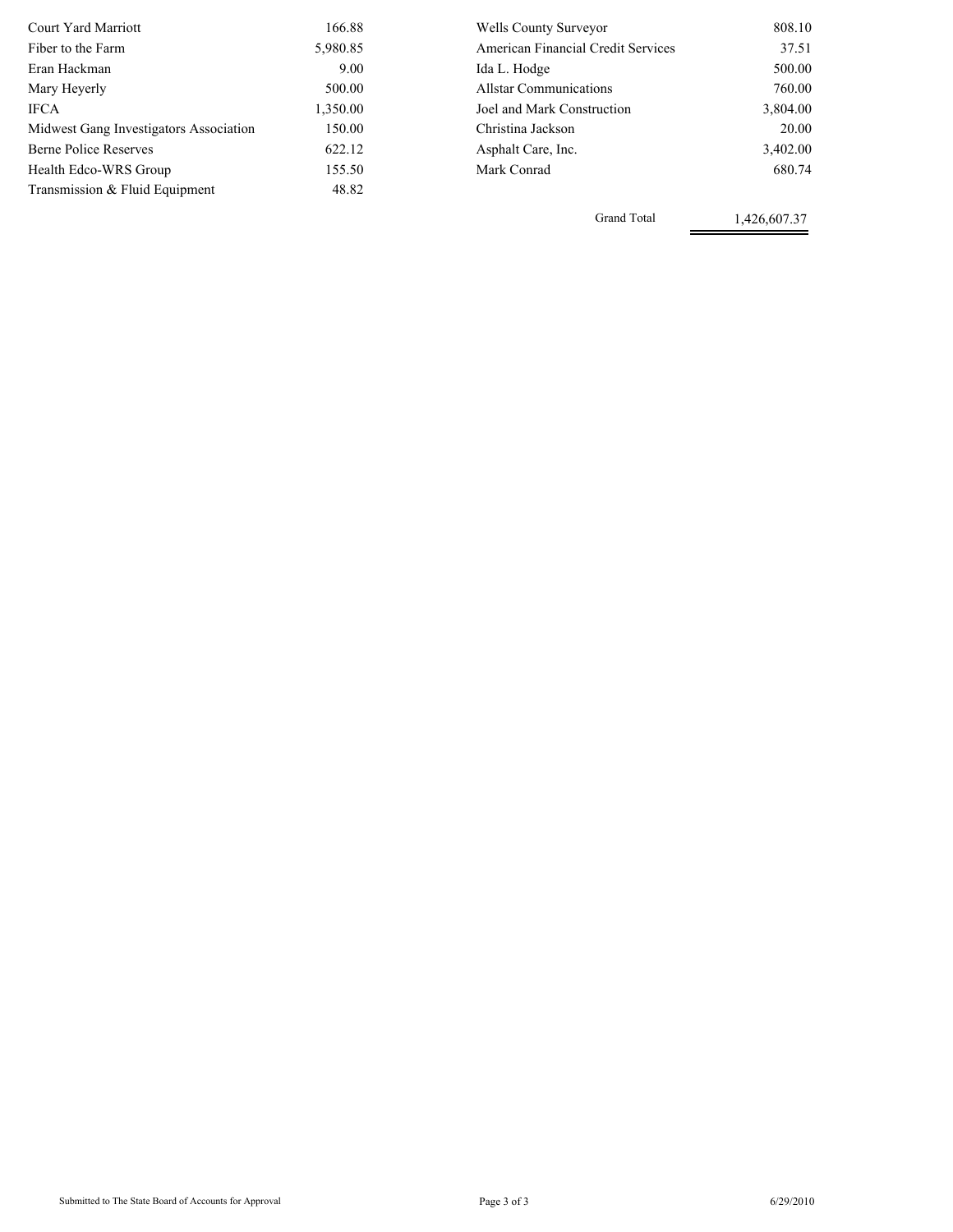| | | | |
|---|---|---|---|
| Court Yard Marriott | 166.88 | Wells County Surveyor | 808.10 |
| Fiber to the Farm | 5,980.85 | American Financial Credit Services | 37.51 |
| Eran Hackman | 9.00 | Ida L. Hodge | 500.00 |
| Mary Heyerly | 500.00 | Allstar Communications | 760.00 |
| IFCA | 1,350.00 | Joel and Mark Construction | 3,804.00 |
| Midwest Gang Investigators Association | 150.00 | Christina Jackson | 20.00 |
| Berne Police Reserves | 622.12 | Asphalt Care, Inc. | 3,402.00 |
| Health Edco-WRS Group | 155.50 | Mark Conrad | 680.74 |
| Transmission & Fluid Equipment | 48.82 | | |
| | | Grand Total | 1,426,607.37 |

Submitted to The State Board of Accounts for Approval

6/29/2010